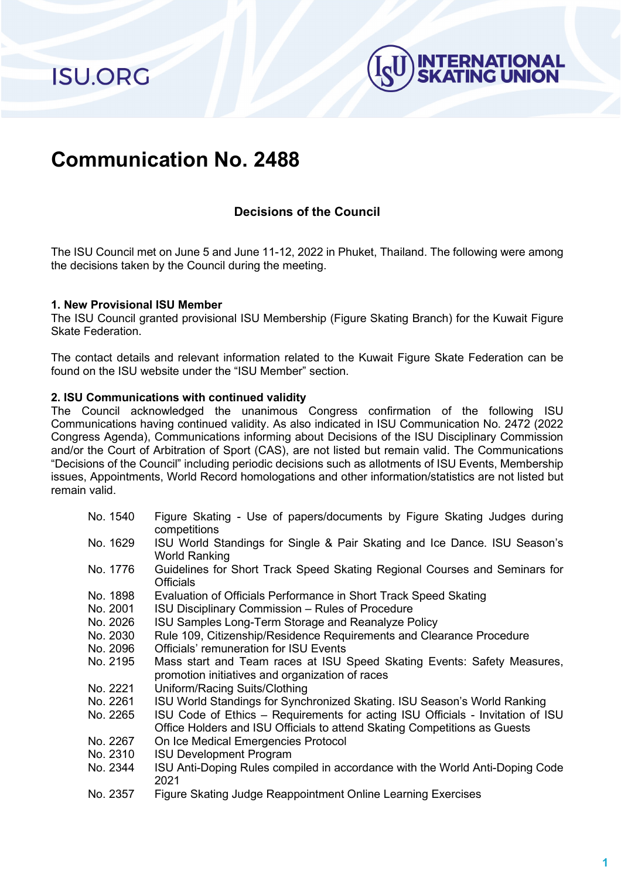# Communication No. 2488

## Decisions of the Council

The ISU Council met on June 5 and June 11-12, 2022 in Phuket, Thailand. The following were among the decisions taken by the Council during the meeting.

### 1. New Provisional ISU Member

The ISU Council granted provisional ISU Membership (Figure Skating Branch) for the Kuwait Figure Skate Federation.

The contact details and relevant information related to the Kuwait Figure Skate Federation can be found on the ISU website under the "ISU Member" section.

### 2. ISU Communications with continued validity

The Council acknowledged the unanimous Congress confirmation of the following ISU Communications having continued validity. As also indicated in ISU Communication No. 2472 (2022 Congress Agenda), Communications informing about Decisions of the ISU Disciplinary Commission and/or the Court of Arbitration of Sport (CAS), are not listed but remain valid. The Communications "Decisions of the Council" including periodic decisions such as allotments of ISU Events, Membership issues, Appointments, World Record homologations and other information/statistics are not listed but remain valid.

| | |
|---|---|
| No. 1540 | Figure Skating - Use of papers/documents by Figure Skating Judges during competitions |
| No. 1629 | ISU World Standings for Single & Pair Skating and Ice Dance. ISU Season's World Ranking |
| No. 1776 | Guidelines for Short Track Speed Skating Regional Courses and Seminars for Officials |
| No. 1898 | Evaluation of Officials Performance in Short Track Speed Skating |
| No. 2001 | ISU Disciplinary Commission – Rules of Procedure |
| No. 2026 | ISU Samples Long-Term Storage and Reanalyze Policy |
| No. 2030 | Rule 109, Citizenship/Residence Requirements and Clearance Procedure |
| No. 2096 | Officials' remuneration for ISU Events |
| No. 2195 | Mass start and Team races at ISU Speed Skating Events: Safety Measures, promotion initiatives and organization of races |
| No. 2221 | Uniform/Racing Suits/Clothing |
| No. 2261 | ISU World Standings for Synchronized Skating. ISU Season's World Ranking |
| No. 2265 | ISU Code of Ethics – Requirements for acting ISU Officials - Invitation of ISU Office Holders and ISU Officials to attend Skating Competitions as Guests |
| No. 2267 | On Ice Medical Emergencies Protocol |
| No. 2310 | ISU Development Program |
| No. 2344 | ISU Anti-Doping Rules compiled in accordance with the World Anti-Doping Code 2021 |
| No. 2357 | Figure Skating Judge Reappointment Online Learning Exercises |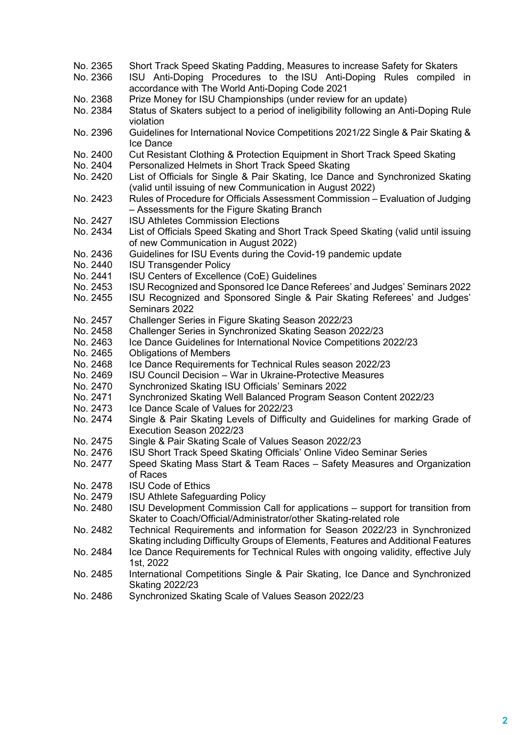No. 2365 Short Track Speed Skating Padding, Measures to increase Safety for Skaters

No. 2366 ISU Anti-Doping Procedures to the ISU Anti-Doping Rules compiled in accordance with The World Anti-Doping Code 2021

No. 2368 Prize Money for ISU Championships (under review for an update)

No. 2384 Status of Skaters subject to a period of ineligibility following an Anti-Doping Rule violation

No. 2396 Guidelines for International Novice Competitions 2021/22 Single & Pair Skating & Ice Dance

No. 2400 Cut Resistant Clothing & Protection Equipment in Short Track Speed Skating

No. 2404 Personalized Helmets in Short Track Speed Skating

No. 2420 List of Officials for Single & Pair Skating, Ice Dance and Synchronized Skating (valid until issuing of new Communication in August 2022)

No. 2423 Rules of Procedure for Officials Assessment Commission – Evaluation of Judging – Assessments for the Figure Skating Branch

No. 2427 ISU Athletes Commission Elections

No. 2434 List of Officials Speed Skating and Short Track Speed Skating (valid until issuing of new Communication in August 2022)

No. 2436 Guidelines for ISU Events during the Covid-19 pandemic update

No. 2440 ISU Transgender Policy

No. 2441 ISU Centers of Excellence (CoE) Guidelines

No. 2453 ISU Recognized and Sponsored Ice Dance Referees' and Judges' Seminars 2022

No. 2455 ISU Recognized and Sponsored Single & Pair Skating Referees' and Judges' Seminars 2022

No. 2457 Challenger Series in Figure Skating Season 2022/23

No. 2458 Challenger Series in Synchronized Skating Season 2022/23

No. 2463 Ice Dance Guidelines for International Novice Competitions 2022/23

No. 2465 Obligations of Members

No. 2468 Ice Dance Requirements for Technical Rules season 2022/23

No. 2469 ISU Council Decision – War in Ukraine-Protective Measures

No. 2470 Synchronized Skating ISU Officials' Seminars 2022

No. 2471 Synchronized Skating Well Balanced Program Season Content 2022/23

No. 2473 Ice Dance Scale of Values for 2022/23

No. 2474 Single & Pair Skating Levels of Difficulty and Guidelines for marking Grade of Execution Season 2022/23

No. 2475 Single & Pair Skating Scale of Values Season 2022/23

No. 2476 ISU Short Track Speed Skating Officials' Online Video Seminar Series

No. 2477 Speed Skating Mass Start & Team Races – Safety Measures and Organization of Races

No. 2478 ISU Code of Ethics

No. 2479 ISU Athlete Safeguarding Policy

No. 2480 ISU Development Commission Call for applications – support for transition from Skater to Coach/Official/Administrator/other Skating-related role

No. 2482 Technical Requirements and information for Season 2022/23 in Synchronized Skating including Difficulty Groups of Elements, Features and Additional Features

No. 2484 Ice Dance Requirements for Technical Rules with ongoing validity, effective July 1st, 2022

No. 2485 International Competitions Single & Pair Skating, Ice Dance and Synchronized Skating 2022/23

No. 2486 Synchronized Skating Scale of Values Season 2022/23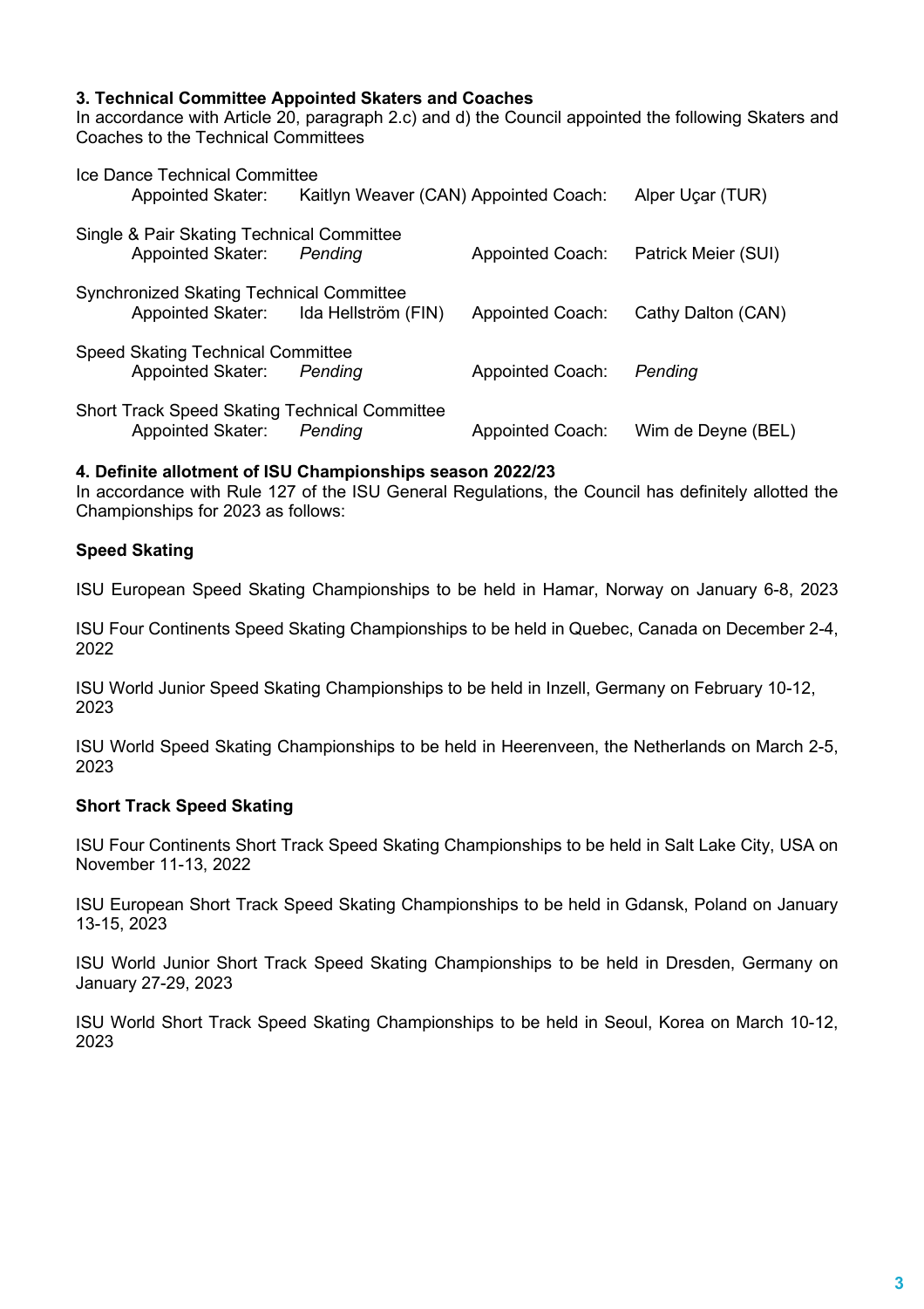**3. Technical Committee Appointed Skaters and Coaches**
In accordance with Article 20, paragraph 2.c) and d) the Council appointed the following Skaters and Coaches to the Technical Committees

Ice Dance Technical Committee
Appointed Skater: Kaitlyn Weaver (CAN) Appointed Coach: Alper Uçar (TUR)

Single & Pair Skating Technical Committee
Appointed Skater: *Pending* Appointed Coach: Patrick Meier (SUI)

Synchronized Skating Technical Committee
Appointed Skater: Ida Hellström (FIN) Appointed Coach: Cathy Dalton (CAN)

Speed Skating Technical Committee
Appointed Skater: *Pending* Appointed Coach: *Pending*

Short Track Speed Skating Technical Committee
Appointed Skater: *Pending* Appointed Coach: Wim de Deyne (BEL)

**4. Definite allotment of ISU Championships season 2022/23**
In accordance with Rule 127 of the ISU General Regulations, the Council has definitely allotted the Championships for 2023 as follows:

**Speed Skating**

ISU European Speed Skating Championships to be held in Hamar, Norway on January 6-8, 2023

ISU Four Continents Speed Skating Championships to be held in Quebec, Canada on December 2-4, 2022

ISU World Junior Speed Skating Championships to be held in Inzell, Germany on February 10-12, 2023

ISU World Speed Skating Championships to be held in Heerenveen, the Netherlands on March 2-5, 2023

**Short Track Speed Skating**

ISU Four Continents Short Track Speed Skating Championships to be held in Salt Lake City, USA on November 11-13, 2022

ISU European Short Track Speed Skating Championships to be held in Gdansk, Poland on January 13-15, 2023

ISU World Junior Short Track Speed Skating Championships to be held in Dresden, Germany on January 27-29, 2023

ISU World Short Track Speed Skating Championships to be held in Seoul, Korea on March 10-12, 2023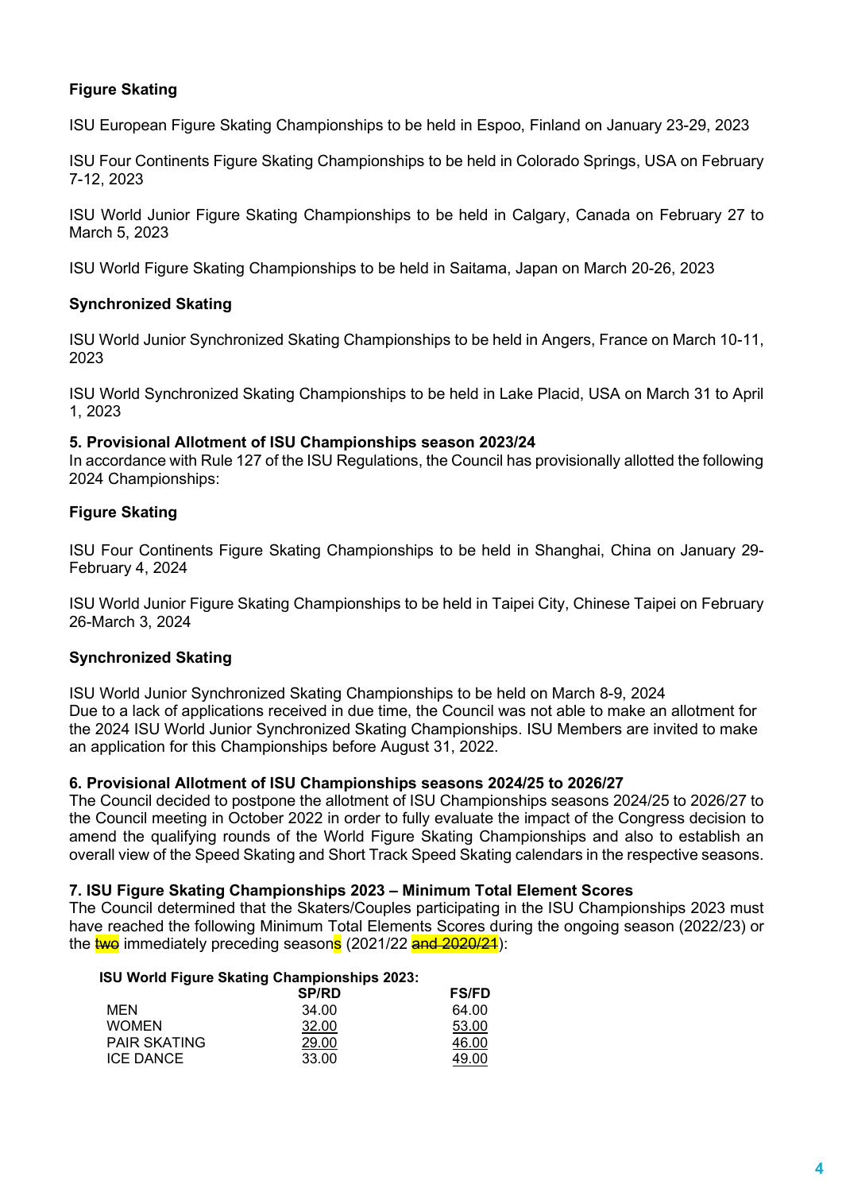**Figure Skating**

ISU European Figure Skating Championships to be held in Espoo, Finland on January 23-29, 2023

ISU Four Continents Figure Skating Championships to be held in Colorado Springs, USA on February 7-12, 2023

ISU World Junior Figure Skating Championships to be held in Calgary, Canada on February 27 to March 5, 2023

ISU World Figure Skating Championships to be held in Saitama, Japan on March 20-26, 2023

**Synchronized Skating**

ISU World Junior Synchronized Skating Championships to be held in Angers, France on March 10-11, 2023

ISU World Synchronized Skating Championships to be held in Lake Placid, USA on March 31 to April 1, 2023

**5. Provisional Allotment of ISU Championships season 2023/24**

In accordance with Rule 127 of the ISU Regulations, the Council has provisionally allotted the following 2024 Championships:

**Figure Skating**

ISU Four Continents Figure Skating Championships to be held in Shanghai, China on January 29-February 4, 2024

ISU World Junior Figure Skating Championships to be held in Taipei City, Chinese Taipei on February 26-March 3, 2024

**Synchronized Skating**

ISU World Junior Synchronized Skating Championships to be held on March 8-9, 2024
Due to a lack of applications received in due time, the Council was not able to make an allotment for the 2024 ISU World Junior Synchronized Skating Championships. ISU Members are invited to make an application for this Championships before August 31, 2022.

**6. Provisional Allotment of ISU Championships seasons 2024/25 to 2026/27**

The Council decided to postpone the allotment of ISU Championships seasons 2024/25 to 2026/27 to the Council meeting in October 2022 in order to fully evaluate the impact of the Congress decision to amend the qualifying rounds of the World Figure Skating Championships and also to establish an overall view of the Speed Skating and Short Track Speed Skating calendars in the respective seasons.

**7. ISU Figure Skating Championships 2023 – Minimum Total Element Scores**

The Council determined that the Skaters/Couples participating in the ISU Championships 2023 must have reached the following Minimum Total Elements Scores during the ongoing season (2022/23) or the ~~two~~ immediately preceding season~~s~~ (2021/22 ~~and 2020/21~~):

**ISU World Figure Skating Championships 2023:**

| | SP/RD | FS/FD |
|---|---|---|
| MEN | 34.00 | 64.00 |
| WOMEN | 32.00 | 53.00 |
| PAIR SKATING | 29.00 | 46.00 |
| ICE DANCE | 33.00 | 49.00 |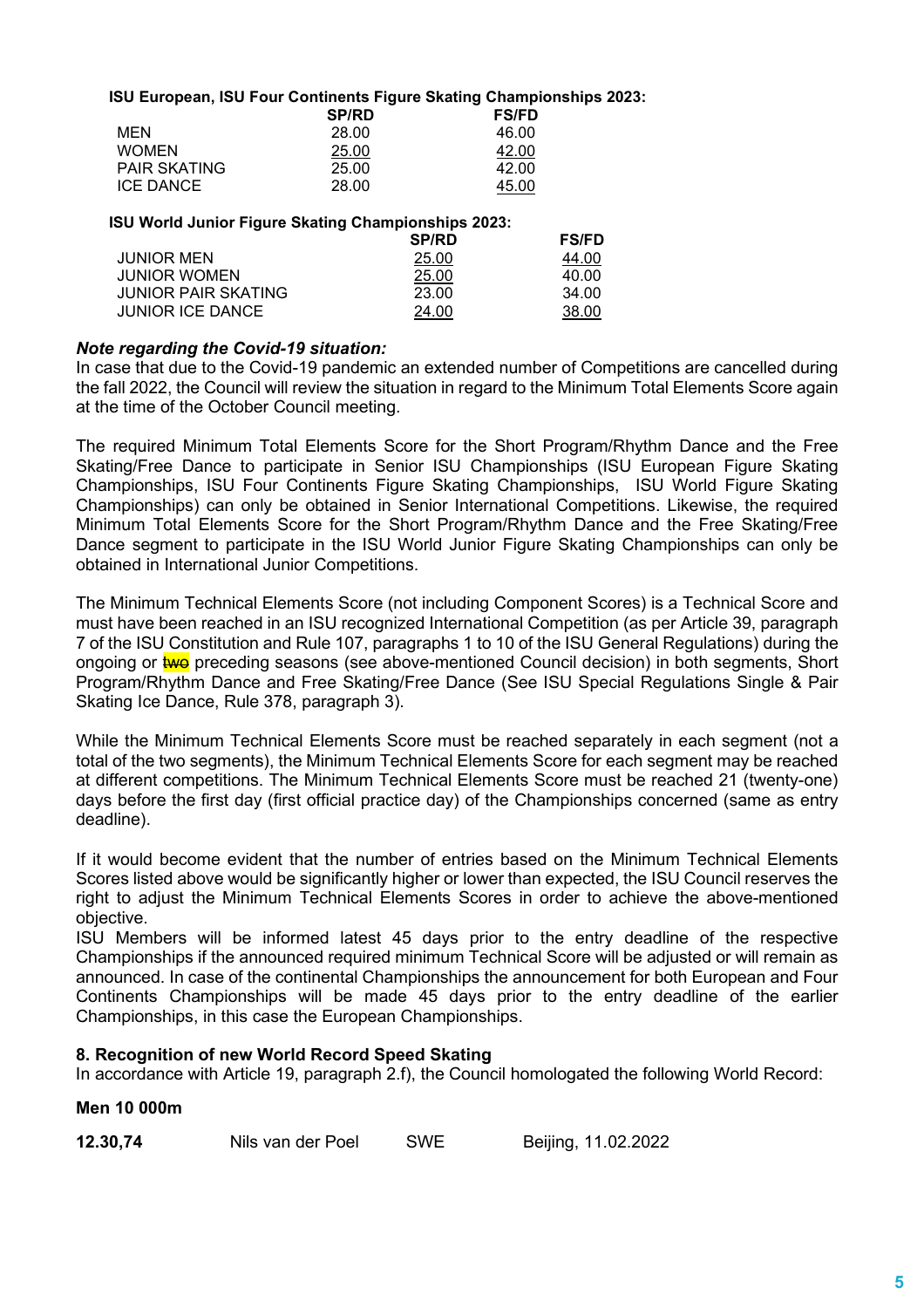**ISU European, ISU Four Continents Figure Skating Championships 2023:**

| | SP/RD | FS/FD |
|---|---|---|
| MEN | 28.00 | 46.00 |
| WOMEN | 25.00 | 42.00 |
| PAIR SKATING | 25.00 | 42.00 |
| ICE DANCE | 28.00 | 45.00 |

**ISU World Junior Figure Skating Championships 2023:**

| | SP/RD | FS/FD |
|---|---|---|
| JUNIOR MEN | 25.00 | 44.00 |
| JUNIOR WOMEN | 25.00 | 40.00 |
| JUNIOR PAIR SKATING | 23.00 | 34.00 |
| JUNIOR ICE DANCE | 24.00 | 38.00 |

***Note regarding the Covid-19 situation:***
In case that due to the Covid-19 pandemic an extended number of Competitions are cancelled during the fall 2022, the Council will review the situation in regard to the Minimum Total Elements Score again at the time of the October Council meeting.

The required Minimum Total Elements Score for the Short Program/Rhythm Dance and the Free Skating/Free Dance to participate in Senior ISU Championships (ISU European Figure Skating Championships, ISU Four Continents Figure Skating Championships, ISU World Figure Skating Championships) can only be obtained in Senior International Competitions. Likewise, the required Minimum Total Elements Score for the Short Program/Rhythm Dance and the Free Skating/Free Dance segment to participate in the ISU World Junior Figure Skating Championships can only be obtained in International Junior Competitions.

The Minimum Technical Elements Score (not including Component Scores) is a Technical Score and must have been reached in an ISU recognized International Competition (as per Article 39, paragraph 7 of the ISU Constitution and Rule 107, paragraphs 1 to 10 of the ISU General Regulations) during the ongoing or ~~two~~ preceding seasons (see above-mentioned Council decision) in both segments, Short Program/Rhythm Dance and Free Skating/Free Dance (See ISU Special Regulations Single & Pair Skating Ice Dance, Rule 378, paragraph 3).

While the Minimum Technical Elements Score must be reached separately in each segment (not a total of the two segments), the Minimum Technical Elements Score for each segment may be reached at different competitions. The Minimum Technical Elements Score must be reached 21 (twenty-one) days before the first day (first official practice day) of the Championships concerned (same as entry deadline).

If it would become evident that the number of entries based on the Minimum Technical Elements Scores listed above would be significantly higher or lower than expected, the ISU Council reserves the right to adjust the Minimum Technical Elements Scores in order to achieve the above-mentioned objective.
ISU Members will be informed latest 45 days prior to the entry deadline of the respective Championships if the announced required minimum Technical Score will be adjusted or will remain as announced. In case of the continental Championships the announcement for both European and Four Continents Championships will be made 45 days prior to the entry deadline of the earlier Championships, in this case the European Championships.

**8. Recognition of new World Record Speed Skating**
In accordance with Article 19, paragraph 2.f), the Council homologated the following World Record:

**Men 10 000m**

| | | | |
|---|---|---|---|
| **12.30,74** | Nils van der Poel | SWE | Beijing, 11.02.2022 |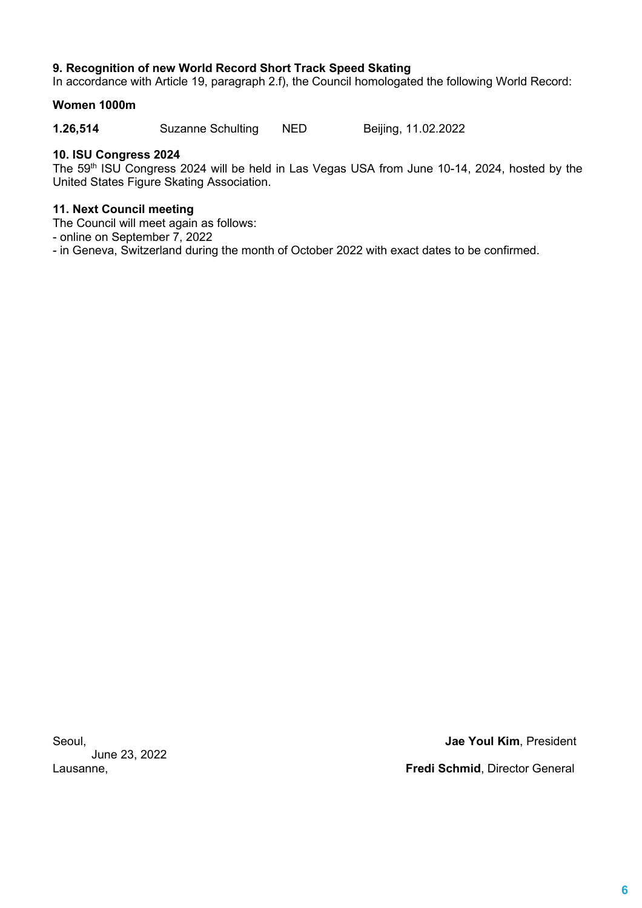### 9. Recognition of new World Record Short Track Speed Skating

In accordance with Article 19, paragraph 2.f), the Council homologated the following World Record:

**Women 1000m**

| | | | |
|---|---|---|---|
| **1.26,514** | Suzanne Schulting | NED | Beijing, 11.02.2022 |

### 10. ISU Congress 2024

The 59th ISU Congress 2024 will be held in Las Vegas USA from June 10-14, 2024, hosted by the United States Figure Skating Association.

### 11. Next Council meeting

The Council will meet again as follows:
- online on September 7, 2022
- in Geneva, Switzerland during the month of October 2022 with exact dates to be confirmed.

Seoul,
June 23, 2022
Lausanne,

**Jae Youl Kim**, President

**Fredi Schmid**, Director General